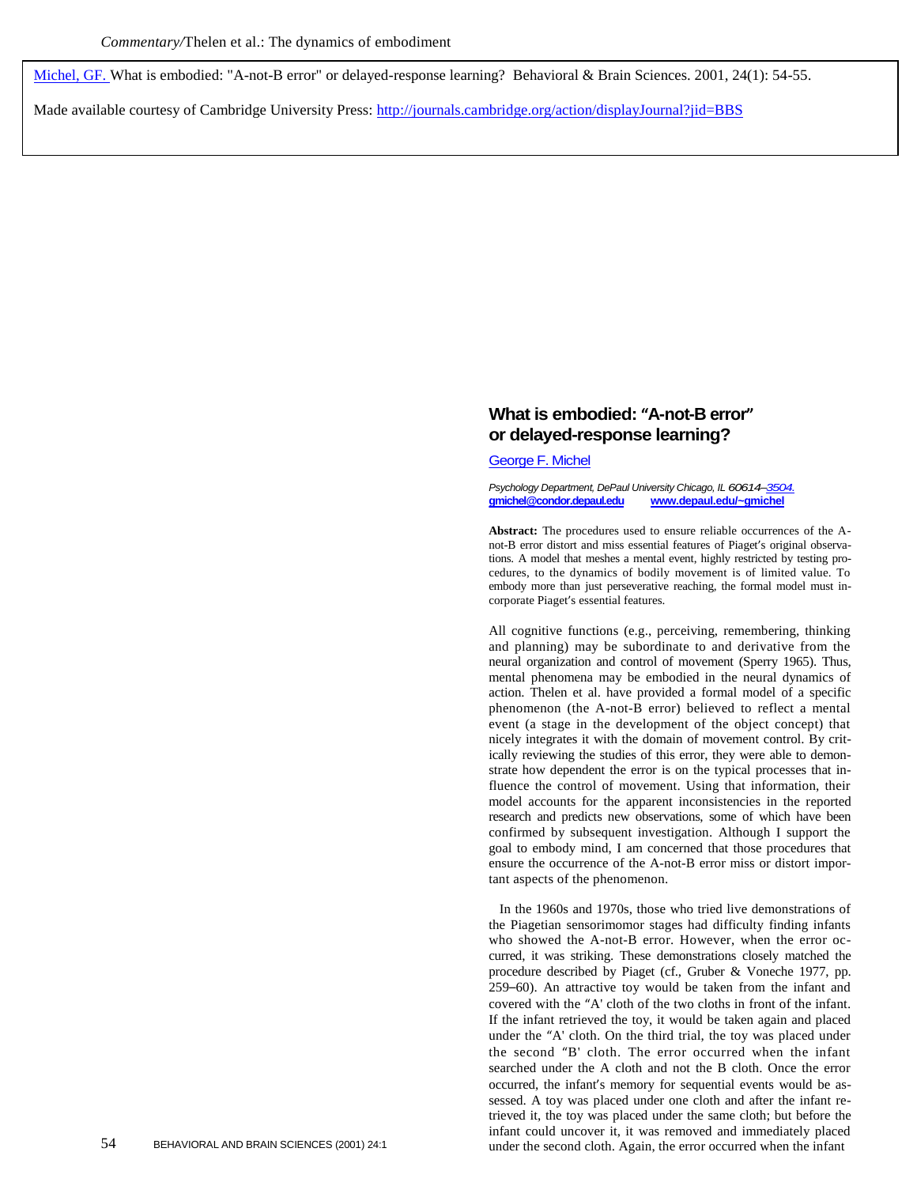Michel, GF. What is embodied: "A-not-B error" or delayed-response learning? Behavioral & Brain Sciences. 2001, 24(1): 54-55.

Made available courtesy of Cambridge University Press: http://journals.cambridge.org/action/displayJournal?jid=BBS

# What is embodied: "A-not-B error" or delayed-response learning?

George F. Michel

*Psychology Department, DePaul University Chicago, IL 60614–3504.*
**gmichel@condor.depaul.edu** **www.depaul.edu/~gmichel**

**Abstract:** The procedures used to ensure reliable occurrences of the A-not-B error distort and miss essential features of Piaget's original observations. A model that meshes a mental event, highly restricted by testing procedures, to the dynamics of bodily movement is of limited value. To embody more than just perseverative reaching, the formal model must incorporate Piaget's essential features.

All cognitive functions (e.g., perceiving, remembering, thinking and planning) may be subordinate to and derivative from the neural organization and control of movement (Sperry 1965). Thus, mental phenomena may be embodied in the neural dynamics of action. Thelen et al. have provided a formal model of a specific phenomenon (the A-not-B error) believed to reflect a mental event (a stage in the development of the object concept) that nicely integrates it with the domain of movement control. By critically reviewing the studies of this error, they were able to demonstrate how dependent the error is on the typical processes that influence the control of movement. Using that information, their model accounts for the apparent inconsistencies in the reported research and predicts new observations, some of which have been confirmed by subsequent investigation. Although I support the goal to embody mind, I am concerned that those procedures that ensure the occurrence of the A-not-B error miss or distort important aspects of the phenomenon.

In the 1960s and 1970s, those who tried live demonstrations of the Piagetian sensorimomor stages had difficulty finding infants who showed the A-not-B error. However, when the error occurred, it was striking. These demonstrations closely matched the procedure described by Piaget (cf., Gruber & Voneche 1977, pp. 259–60). An attractive toy would be taken from the infant and covered with the "A' cloth of the two cloths in front of the infant. If the infant retrieved the toy, it would be taken again and placed under the "A' cloth. On the third trial, the toy was placed under the second "B' cloth. The error occurred when the infant searched under the A cloth and not the B cloth. Once the error occurred, the infant's memory for sequential events would be assessed. A toy was placed under one cloth and after the infant retrieved it, the toy was placed under the same cloth; but before the infant could uncover it, it was removed and immediately placed under the second cloth. Again, the error occurred when the infant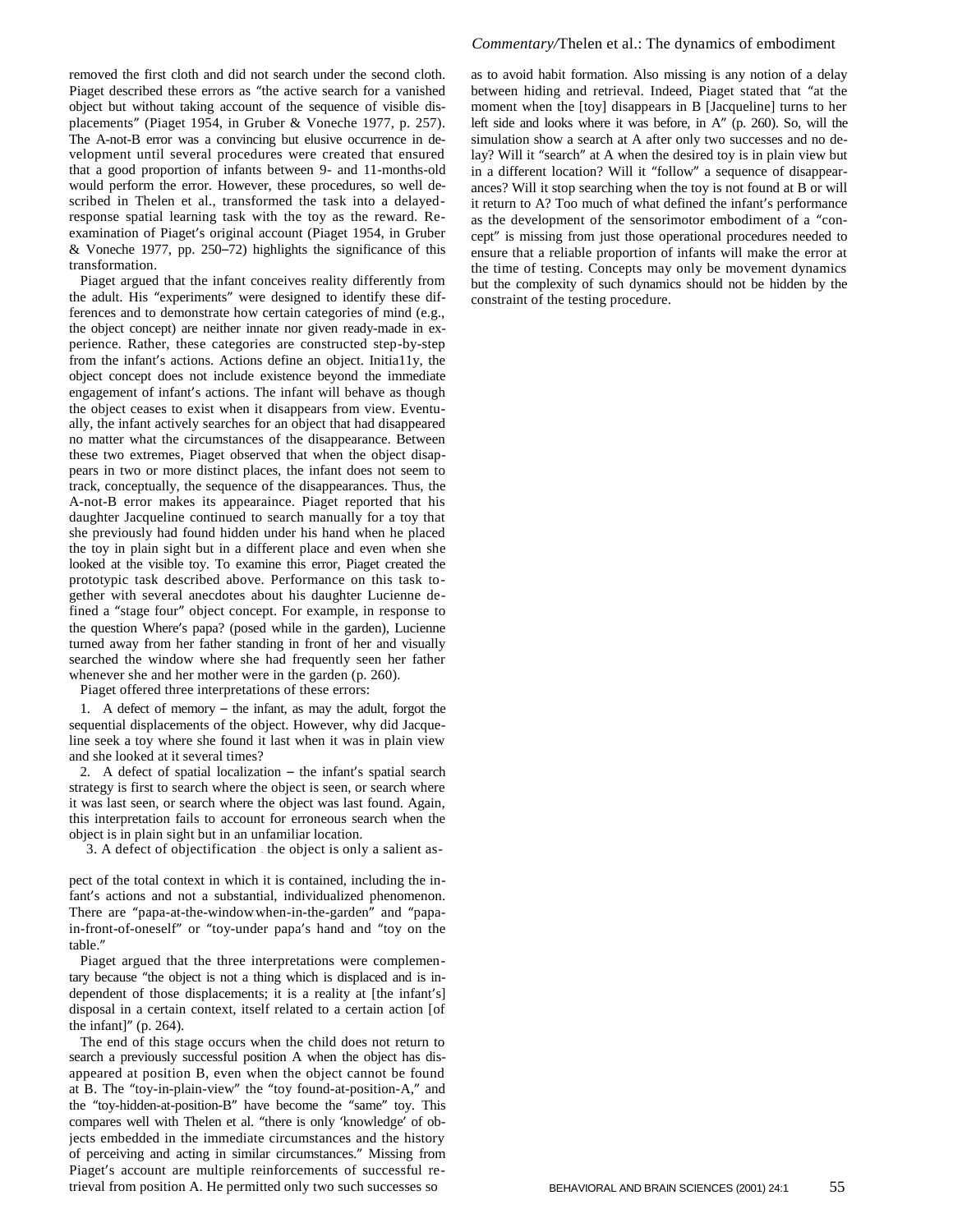removed the first cloth and did not search under the second cloth. Piaget described these errors as "the active search for a vanished object but without taking account of the sequence of visible displacements" (Piaget 1954, in Gruber & Voneche 1977, p. 257). The A-not-B error was a convincing but elusive occurrence in development until several procedures were created that ensured that a good proportion of infants between 9- and 11-months-old would perform the error. However, these procedures, so well described in Thelen et al., transformed the task into a delayed-response spatial learning task with the toy as the reward. Reexamination of Piaget's original account (Piaget 1954, in Gruber & Voneche 1977, pp. 250–72) highlights the significance of this transformation.

Piaget argued that the infant conceives reality differently from the adult. His "experiments" were designed to identify these differences and to demonstrate how certain categories of mind (e.g., the object concept) are neither innate nor given ready-made in experience. Rather, these categories are constructed step-by-step from the infant's actions. Actions define an object. Initia11y, the object concept does not include existence beyond the immediate engagement of infant's actions. The infant will behave as though the object ceases to exist when it disappears from view. Eventually, the infant actively searches for an object that had disappeared no matter what the circumstances of the disappearance. Between these two extremes, Piaget observed that when the object disappears in two or more distinct places, the infant does not seem to track, conceptually, the sequence of the disappearances. Thus, the A-not-B error makes its appearaince. Piaget reported that his daughter Jacqueline continued to search manually for a toy that she previously had found hidden under his hand when he placed the toy in plain sight but in a different place and even when she looked at the visible toy. To examine this error, Piaget created the prototypic task described above. Performance on this task together with several anecdotes about his daughter Lucienne defined a "stage four" object concept. For example, in response to the question Where's papa? (posed while in the garden), Lucienne turned away from her father standing in front of her and visually searched the window where she had frequently seen her father whenever she and her mother were in the garden (p. 260).

Piaget offered three interpretations of these errors:

1. A defect of memory – the infant, as may the adult, forgot the sequential displacements of the object. However, why did Jacqueline seek a toy where she found it last when it was in plain view and she looked at it several times?

2. A defect of spatial localization – the infant's spatial search strategy is first to search where the object is seen, or search where it was last seen, or search where the object was last found. Again, this interpretation fails to account for erroneous search when the object is in plain sight but in an unfamiliar location.

3. A defect of objectification - the object is only a salient aspect of the total context in which it is contained, including the infant's actions and not a substantial, individualized phenomenon. There are "papa-at-the-window when-in-the-garden" and "papa-in-front-of-oneself" or "toy-under papa's hand and "toy on the table."

Piaget argued that the three interpretations were complementary because "the object is not a thing which is displaced and is independent of those displacements; it is a reality at [the infant's] disposal in a certain context, itself related to a certain action [of the infant]" (p. 264).

The end of this stage occurs when the child does not return to search a previously successful position A when the object has disappeared at position B, even when the object cannot be found at B. The "toy-in-plain-view" the "toy found-at-position-A," and the "toy-hidden-at-position-B" have become the "same" toy. This compares well with Thelen et al. "there is only 'knowledge' of objects embedded in the immediate circumstances and the history of perceiving and acting in similar circumstances." Missing from Piaget's account are multiple reinforcements of successful retrieval from position A. He permitted only two such successes so as to avoid habit formation. Also missing is any notion of a delay between hiding and retrieval. Indeed, Piaget stated that "at the moment when the [toy] disappears in B [Jacqueline] turns to her left side and looks where it was before, in A" (p. 260). So, will the simulation show a search at A after only two successes and no delay? Will it "search" at A when the desired toy is in plain view but in a different location? Will it "follow" a sequence of disappearances? Will it stop searching when the toy is not found at B or will it return to A? Too much of what defined the infant's performance as the development of the sensorimotor embodiment of a "concept" is missing from just those operational procedures needed to ensure that a reliable proportion of infants will make the error at the time of testing. Concepts may only be movement dynamics but the complexity of such dynamics should not be hidden by the constraint of the testing procedure.